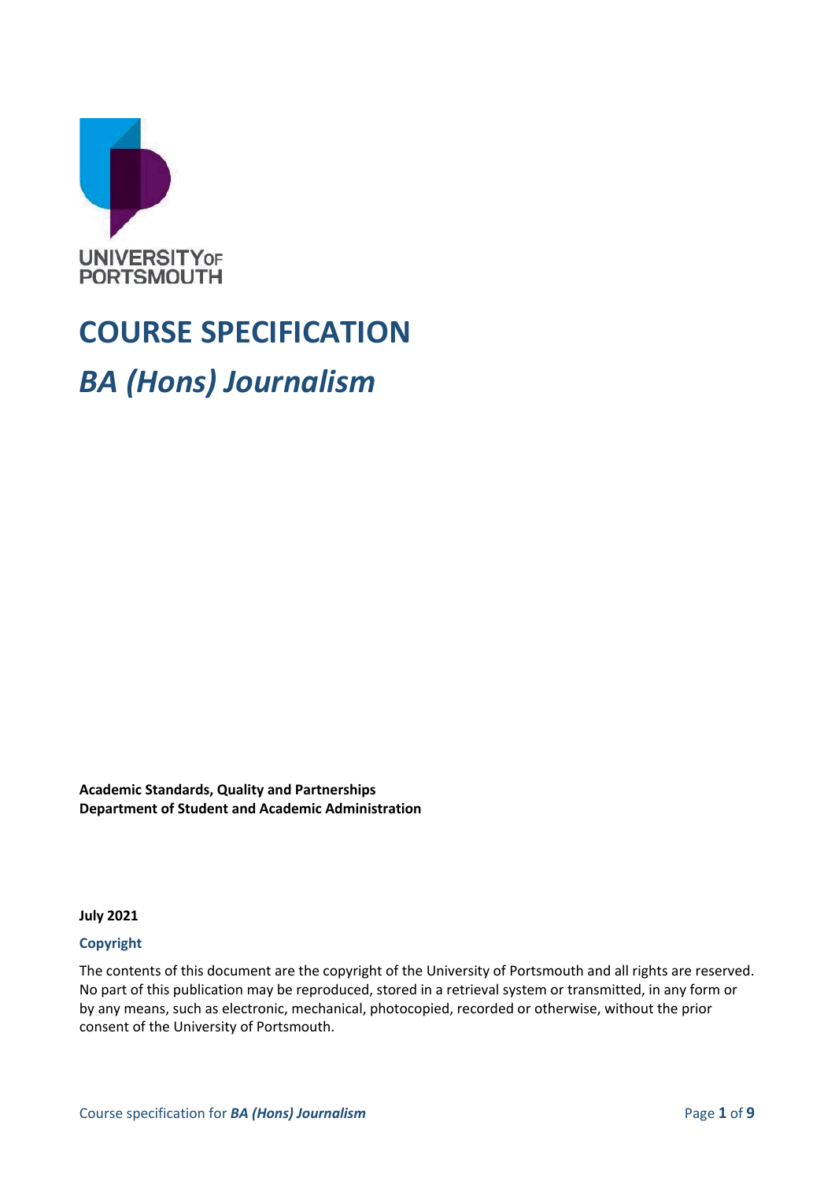UNIVERSITY OF PORTSMOUTH

# COURSE SPECIFICATION

## *BA (Hons) Journalism*

**Academic Standards, Quality and Partnerships**
**Department of Student and Academic Administration**

**July 2021**

### Copyright

The contents of this document are the copyright of the University of Portsmouth and all rights are reserved. No part of this publication may be reproduced, stored in a retrieval system or transmitted, in any form or by any means, such as electronic, mechanical, photocopied, recorded or otherwise, without the prior consent of the University of Portsmouth.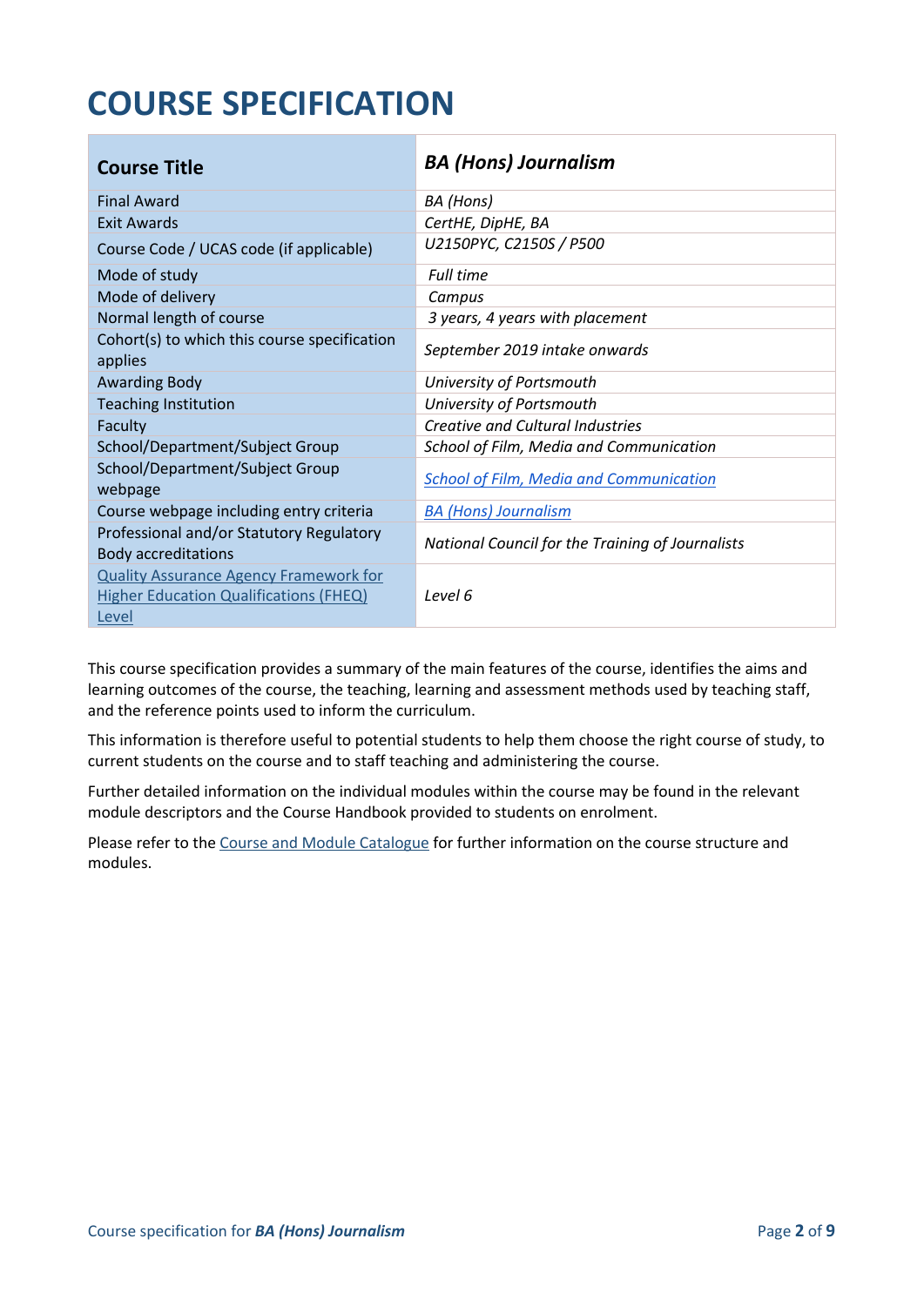# COURSE SPECIFICATION

| **Course Title** | ***BA (Hons) Journalism*** |
|---|---|
| Final Award | *BA (Hons)* |
| Exit Awards | *CertHE, DipHE, BA* |
| Course Code / UCAS code (if applicable) | *U2150PYC, C2150S / P500* |
| Mode of study | *Full time* |
| Mode of delivery | *Campus* |
| Normal length of course | *3 years, 4 years with placement* |
| Cohort(s) to which this course specification applies | *September 2019 intake onwards* |
| Awarding Body | *University of Portsmouth* |
| Teaching Institution | *University of Portsmouth* |
| Faculty | *Creative and Cultural Industries* |
| School/Department/Subject Group | *School of Film, Media and Communication* |
| School/Department/Subject Group webpage | *School of Film, Media and Communication* |
| Course webpage including entry criteria | *BA (Hons) Journalism* |
| Professional and/or Statutory Regulatory Body accreditations | *National Council for the Training of Journalists* |
| Quality Assurance Agency Framework for Higher Education Qualifications (FHEQ) Level | *Level 6* |

This course specification provides a summary of the main features of the course, identifies the aims and learning outcomes of the course, the teaching, learning and assessment methods used by teaching staff, and the reference points used to inform the curriculum.

This information is therefore useful to potential students to help them choose the right course of study, to current students on the course and to staff teaching and administering the course.

Further detailed information on the individual modules within the course may be found in the relevant module descriptors and the Course Handbook provided to students on enrolment.

Please refer to the Course and Module Catalogue for further information on the course structure and modules.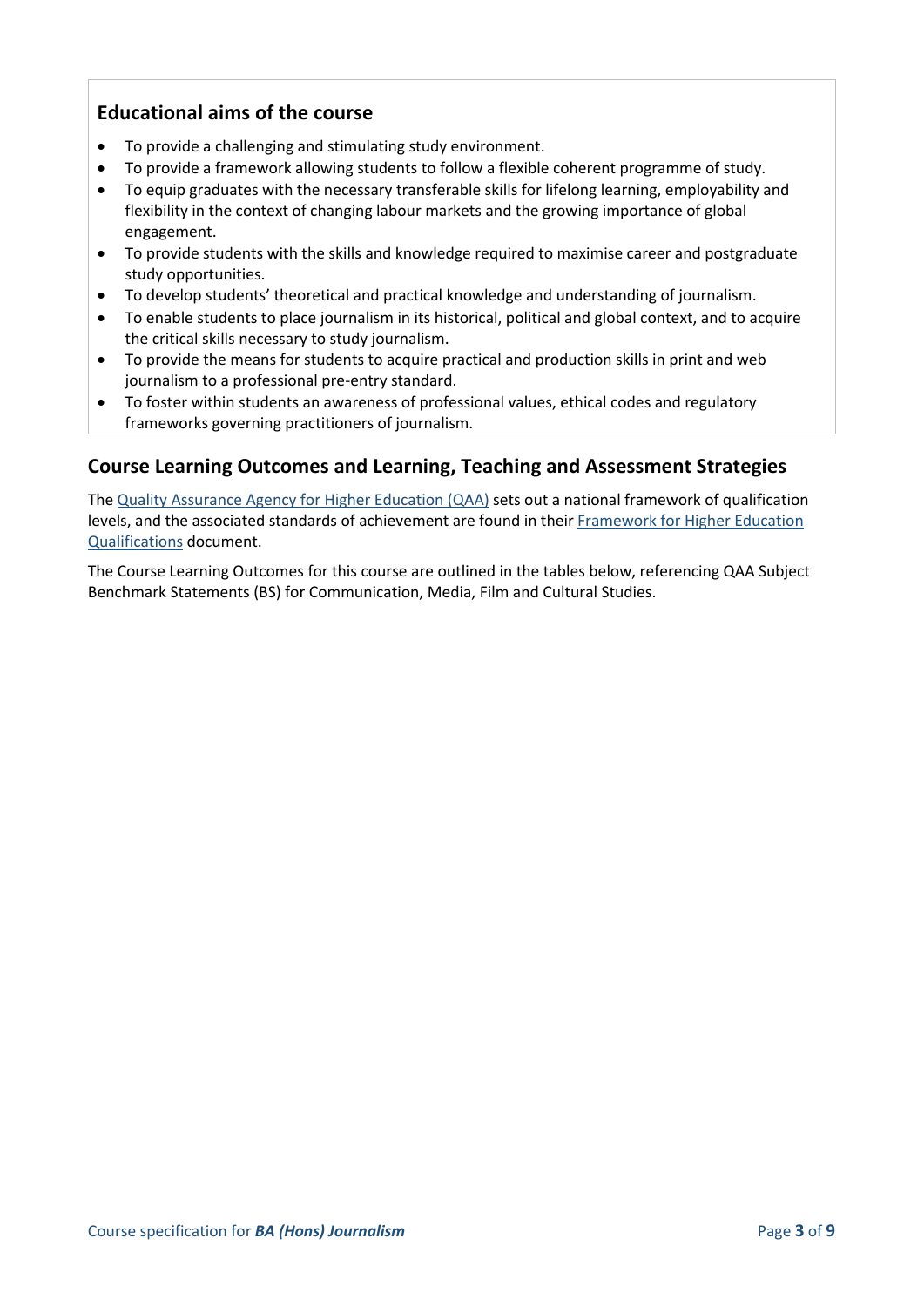## Educational aims of the course

- To provide a challenging and stimulating study environment.
- To provide a framework allowing students to follow a flexible coherent programme of study.
- To equip graduates with the necessary transferable skills for lifelong learning, employability and flexibility in the context of changing labour markets and the growing importance of global engagement.
- To provide students with the skills and knowledge required to maximise career and postgraduate study opportunities.
- To develop students' theoretical and practical knowledge and understanding of journalism.
- To enable students to place journalism in its historical, political and global context, and to acquire the critical skills necessary to study journalism.
- To provide the means for students to acquire practical and production skills in print and web journalism to a professional pre-entry standard.
- To foster within students an awareness of professional values, ethical codes and regulatory frameworks governing practitioners of journalism.

## Course Learning Outcomes and Learning, Teaching and Assessment Strategies

The Quality Assurance Agency for Higher Education (QAA) sets out a national framework of qualification levels, and the associated standards of achievement are found in their Framework for Higher Education Qualifications document.

The Course Learning Outcomes for this course are outlined in the tables below, referencing QAA Subject Benchmark Statements (BS) for Communication, Media, Film and Cultural Studies.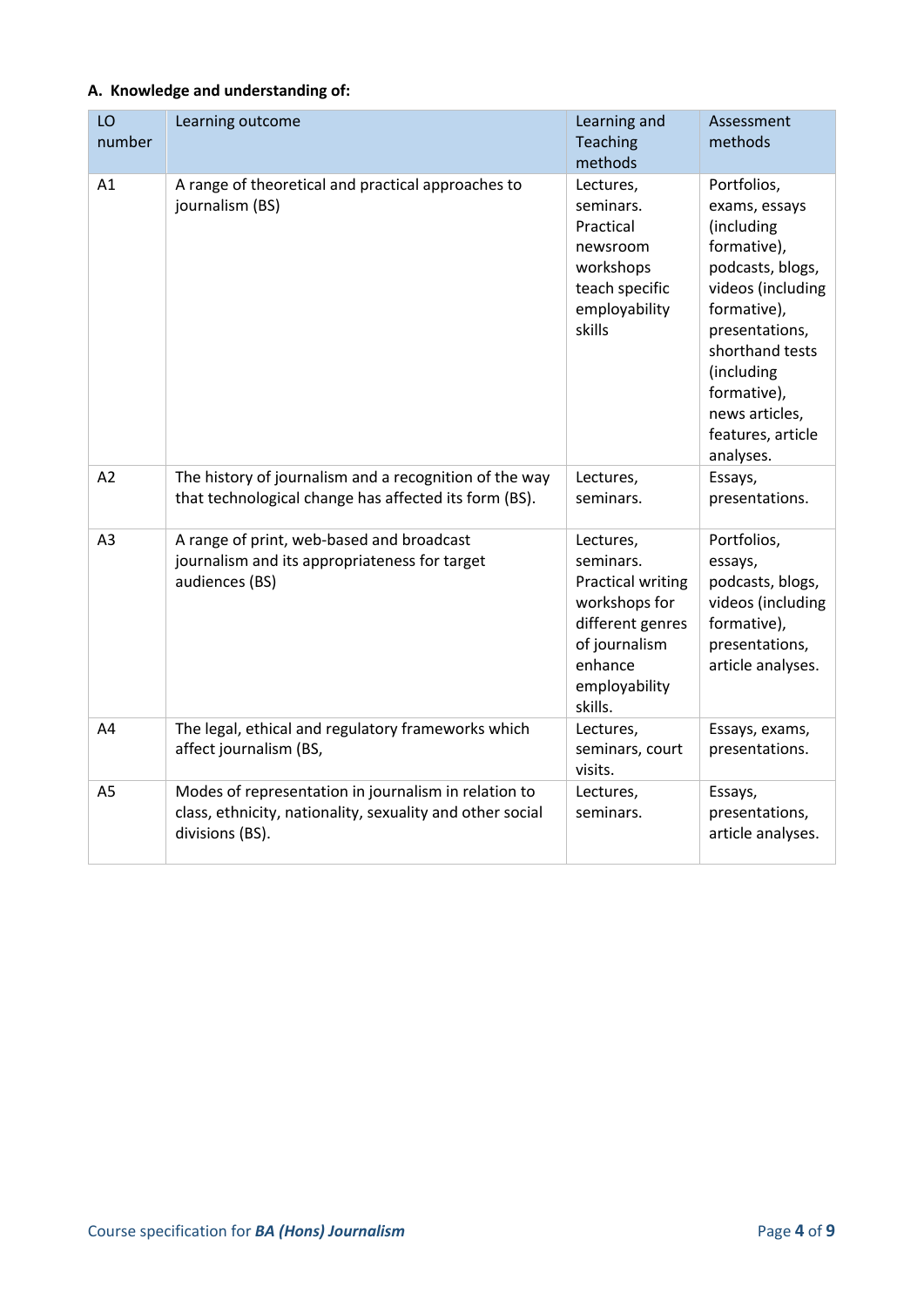### A. Knowledge and understanding of:

| LO number | Learning outcome | Learning and Teaching methods | Assessment methods |
|---|---|---|---|
| A1 | A range of theoretical and practical approaches to journalism (BS) | Lectures, seminars. Practical newsroom workshops teach specific employability skills | Portfolios, exams, essays (including formative), podcasts, blogs, videos (including formative), presentations, shorthand tests (including formative), news articles, features, article analyses. |
| A2 | The history of journalism and a recognition of the way that technological change has affected its form (BS). | Lectures, seminars. | Essays, presentations. |
| A3 | A range of print, web-based and broadcast journalism and its appropriateness for target audiences (BS) | Lectures, seminars. Practical writing workshops for different genres of journalism enhance employability skills. | Portfolios, essays, podcasts, blogs, videos (including formative), presentations, article analyses. |
| A4 | The legal, ethical and regulatory frameworks which affect journalism (BS, | Lectures, seminars, court visits. | Essays, exams, presentations. |
| A5 | Modes of representation in journalism in relation to class, ethnicity, nationality, sexuality and other social divisions (BS). | Lectures, seminars. | Essays, presentations, article analyses. |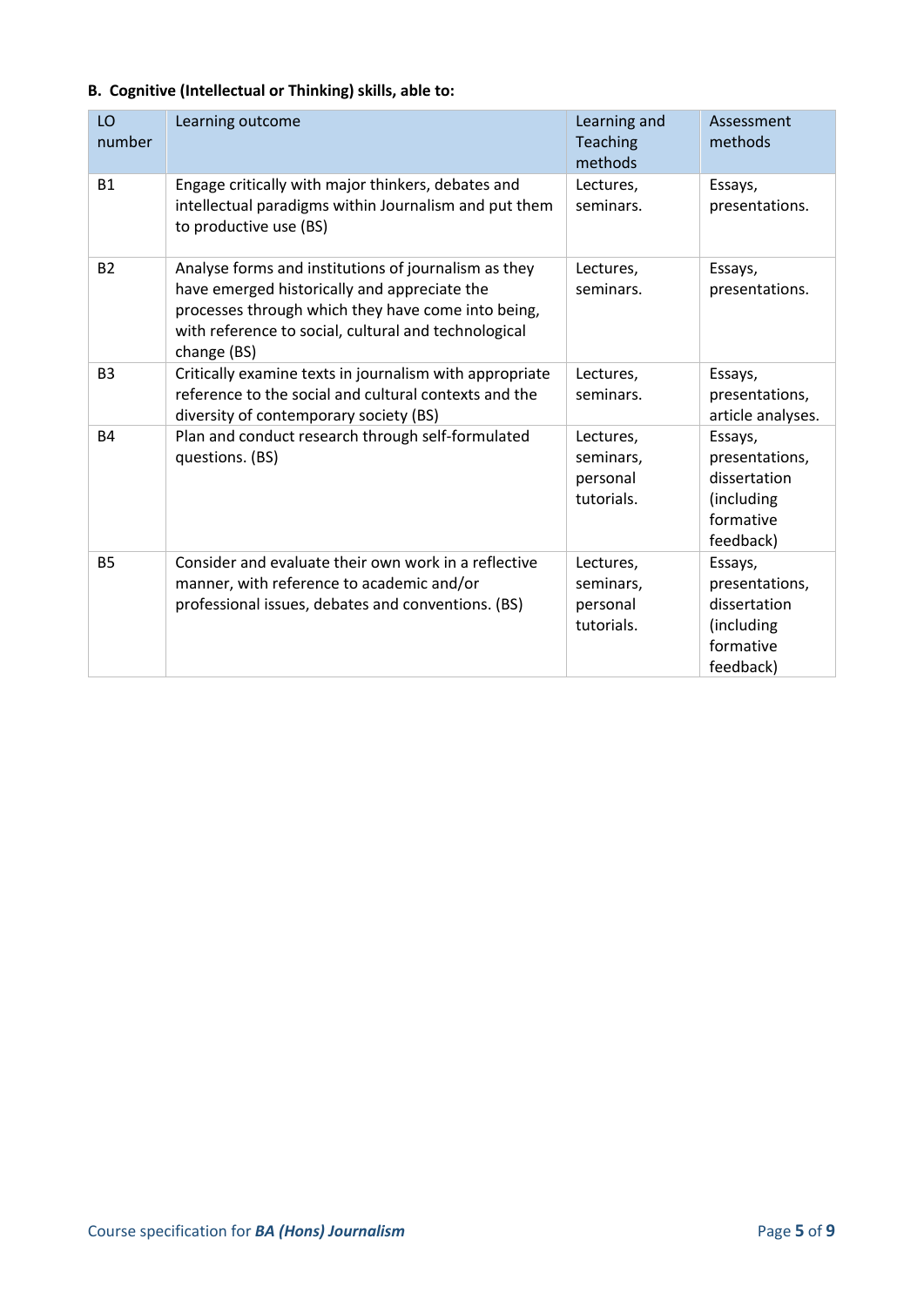**B. Cognitive (Intellectual or Thinking) skills, able to:**

| LO number | Learning outcome | Learning and Teaching methods | Assessment methods |
|---|---|---|---|
| B1 | Engage critically with major thinkers, debates and intellectual paradigms within Journalism and put them to productive use (BS) | Lectures, seminars. | Essays, presentations. |
| B2 | Analyse forms and institutions of journalism as they have emerged historically and appreciate the processes through which they have come into being, with reference to social, cultural and technological change (BS) | Lectures, seminars. | Essays, presentations. |
| B3 | Critically examine texts in journalism with appropriate reference to the social and cultural contexts and the diversity of contemporary society (BS) | Lectures, seminars. | Essays, presentations, article analyses. |
| B4 | Plan and conduct research through self-formulated questions. (BS) | Lectures, seminars, personal tutorials. | Essays, presentations, dissertation (including formative feedback) |
| B5 | Consider and evaluate their own work in a reflective manner, with reference to academic and/or professional issues, debates and conventions. (BS) | Lectures, seminars, personal tutorials. | Essays, presentations, dissertation (including formative feedback) |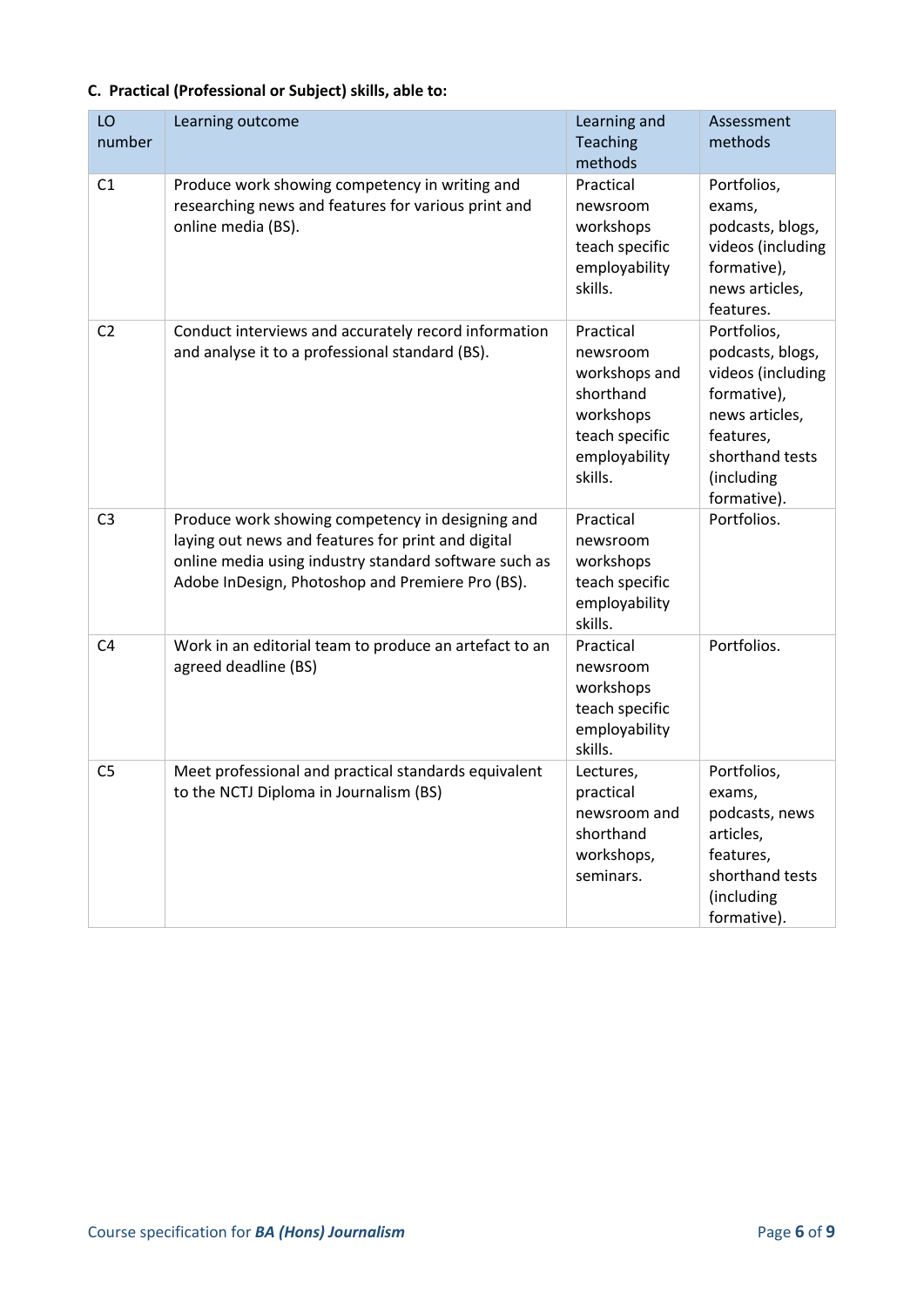**C. Practical (Professional or Subject) skills, able to:**

| LO number | Learning outcome | Learning and Teaching methods | Assessment methods |
|---|---|---|---|
| C1 | Produce work showing competency in writing and researching news and features for various print and online media (BS). | Practical newsroom workshops teach specific employability skills. | Portfolios, exams, podcasts, blogs, videos (including formative), news articles, features. |
| C2 | Conduct interviews and accurately record information and analyse it to a professional standard (BS). | Practical newsroom workshops and shorthand workshops teach specific employability skills. | Portfolios, podcasts, blogs, videos (including formative), news articles, features, shorthand tests (including formative). |
| C3 | Produce work showing competency in designing and laying out news and features for print and digital online media using industry standard software such as Adobe InDesign, Photoshop and Premiere Pro (BS). | Practical newsroom workshops teach specific employability skills. | Portfolios. |
| C4 | Work in an editorial team to produce an artefact to an agreed deadline (BS) | Practical newsroom workshops teach specific employability skills. | Portfolios. |
| C5 | Meet professional and practical standards equivalent to the NCTJ Diploma in Journalism (BS) | Lectures, practical newsroom and shorthand workshops, seminars. | Portfolios, exams, podcasts, news articles, features, shorthand tests (including formative). |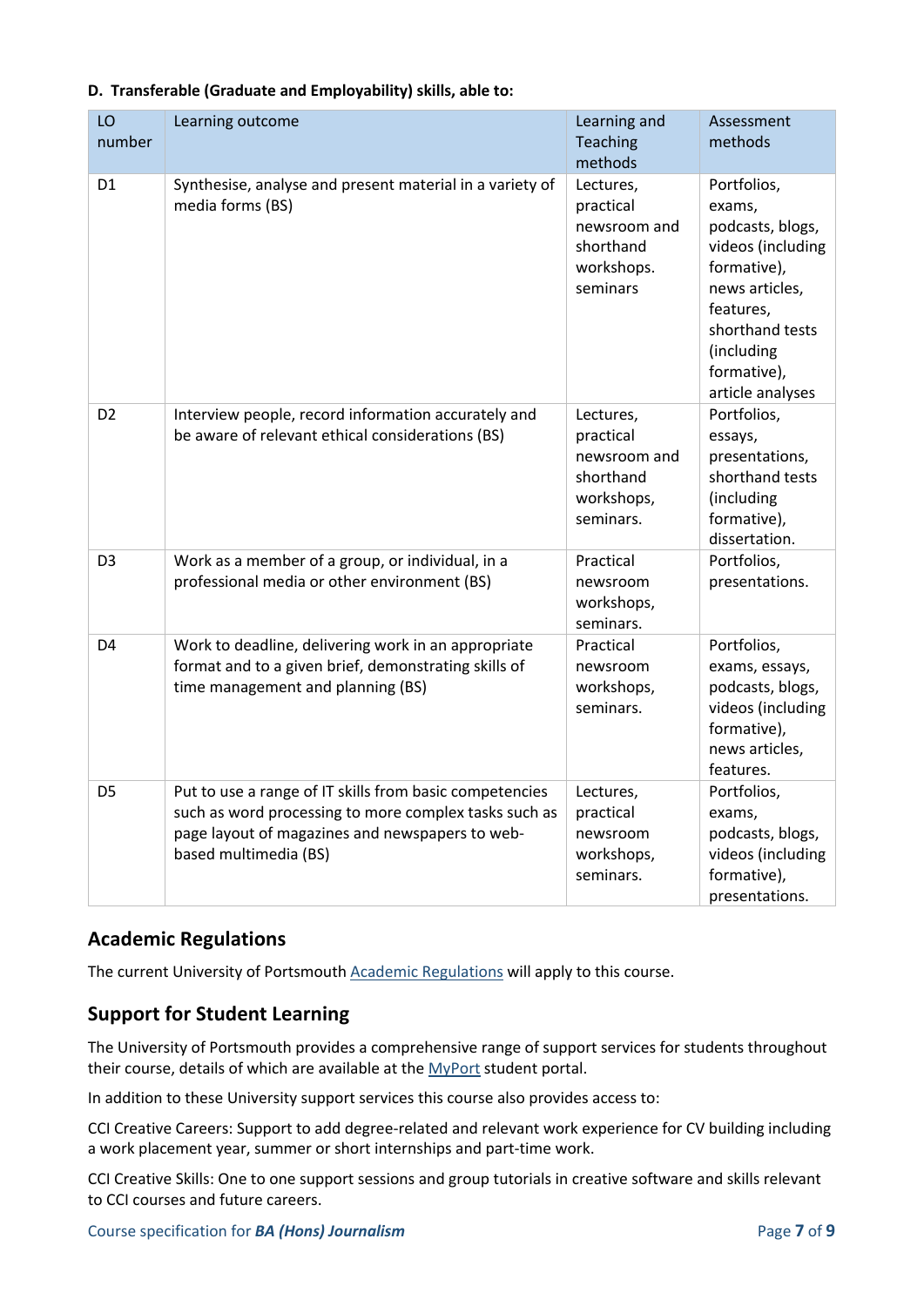**D. Transferable (Graduate and Employability) skills, able to:**

| LO number | Learning outcome | Learning and Teaching methods | Assessment methods |
|---|---|---|---|
| D1 | Synthesise, analyse and present material in a variety of media forms (BS) | Lectures, practical newsroom and shorthand workshops. seminars | Portfolios, exams, podcasts, blogs, videos (including formative), news articles, features, shorthand tests (including formative), article analyses |
| D2 | Interview people, record information accurately and be aware of relevant ethical considerations (BS) | Lectures, practical newsroom and shorthand workshops, seminars. | Portfolios, essays, presentations, shorthand tests (including formative), dissertation. |
| D3 | Work as a member of a group, or individual, in a professional media or other environment (BS) | Practical newsroom workshops, seminars. | Portfolios, presentations. |
| D4 | Work to deadline, delivering work in an appropriate format and to a given brief, demonstrating skills of time management and planning (BS) | Practical newsroom workshops, seminars. | Portfolios, exams, essays, podcasts, blogs, videos (including formative), news articles, features. |
| D5 | Put to use a range of IT skills from basic competencies such as word processing to more complex tasks such as page layout of magazines and newspapers to web-based multimedia (BS) | Lectures, practical newsroom workshops, seminars. | Portfolios, exams, podcasts, blogs, videos (including formative), presentations. |

## Academic Regulations

The current University of Portsmouth Academic Regulations will apply to this course.

## Support for Student Learning

The University of Portsmouth provides a comprehensive range of support services for students throughout their course, details of which are available at the MyPort student portal.

In addition to these University support services this course also provides access to:

CCI Creative Careers: Support to add degree-related and relevant work experience for CV building including a work placement year, summer or short internships and part-time work.

CCI Creative Skills: One to one support sessions and group tutorials in creative software and skills relevant to CCI courses and future careers.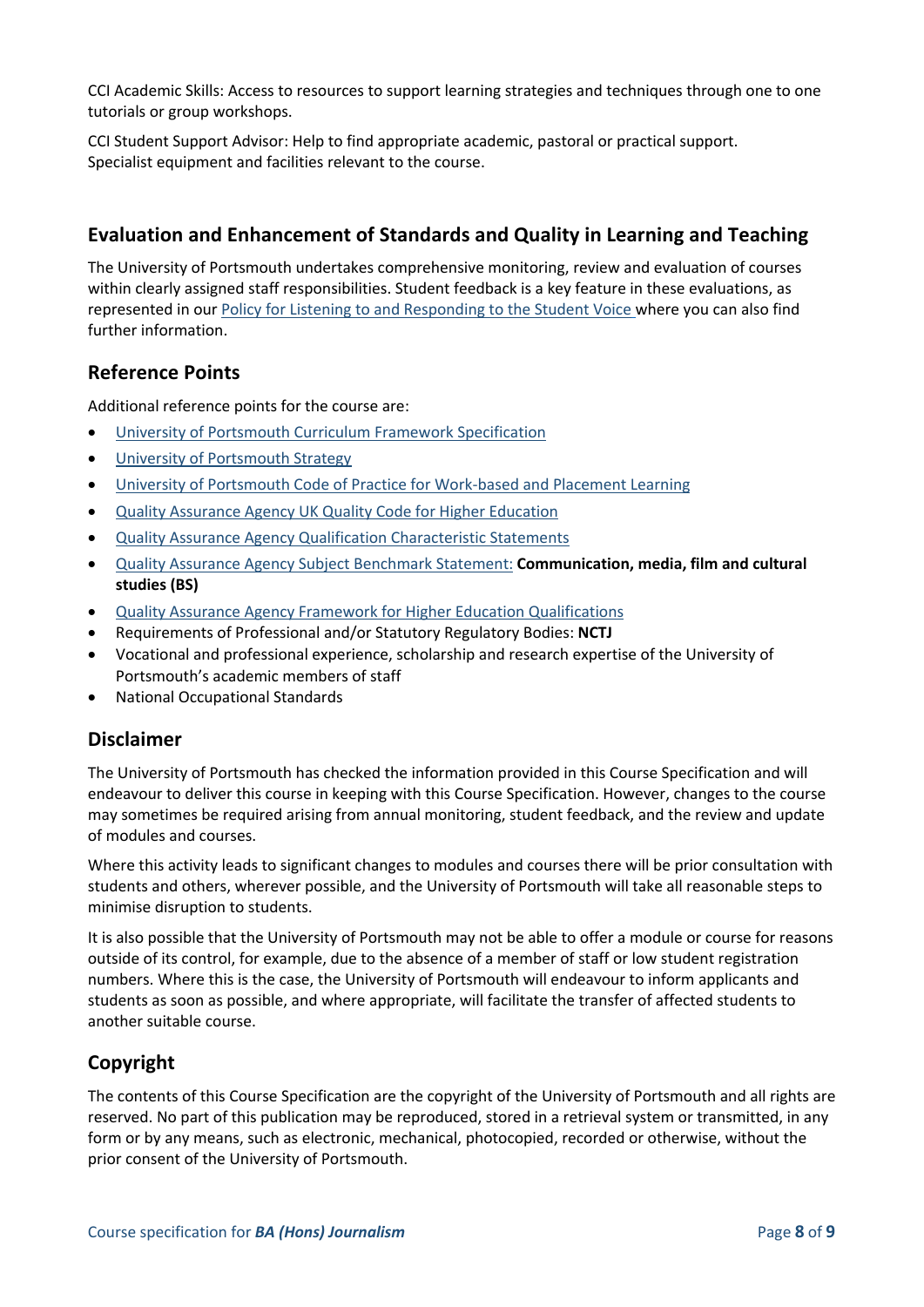CCI Academic Skills: Access to resources to support learning strategies and techniques through one to one tutorials or group workshops.

CCI Student Support Advisor: Help to find appropriate academic, pastoral or practical support.
Specialist equipment and facilities relevant to the course.

## Evaluation and Enhancement of Standards and Quality in Learning and Teaching

The University of Portsmouth undertakes comprehensive monitoring, review and evaluation of courses within clearly assigned staff responsibilities. Student feedback is a key feature in these evaluations, as represented in our Policy for Listening to and Responding to the Student Voice where you can also find further information.

## Reference Points

Additional reference points for the course are:

- University of Portsmouth Curriculum Framework Specification
- University of Portsmouth Strategy
- University of Portsmouth Code of Practice for Work-based and Placement Learning
- Quality Assurance Agency UK Quality Code for Higher Education
- Quality Assurance Agency Qualification Characteristic Statements
- Quality Assurance Agency Subject Benchmark Statement: **Communication, media, film and cultural studies (BS)**
- Quality Assurance Agency Framework for Higher Education Qualifications
- Requirements of Professional and/or Statutory Regulatory Bodies: **NCTJ**
- Vocational and professional experience, scholarship and research expertise of the University of Portsmouth's academic members of staff
- National Occupational Standards

## Disclaimer

The University of Portsmouth has checked the information provided in this Course Specification and will endeavour to deliver this course in keeping with this Course Specification. However, changes to the course may sometimes be required arising from annual monitoring, student feedback, and the review and update of modules and courses.

Where this activity leads to significant changes to modules and courses there will be prior consultation with students and others, wherever possible, and the University of Portsmouth will take all reasonable steps to minimise disruption to students.

It is also possible that the University of Portsmouth may not be able to offer a module or course for reasons outside of its control, for example, due to the absence of a member of staff or low student registration numbers. Where this is the case, the University of Portsmouth will endeavour to inform applicants and students as soon as possible, and where appropriate, will facilitate the transfer of affected students to another suitable course.

## Copyright

The contents of this Course Specification are the copyright of the University of Portsmouth and all rights are reserved. No part of this publication may be reproduced, stored in a retrieval system or transmitted, in any form or by any means, such as electronic, mechanical, photocopied, recorded or otherwise, without the prior consent of the University of Portsmouth.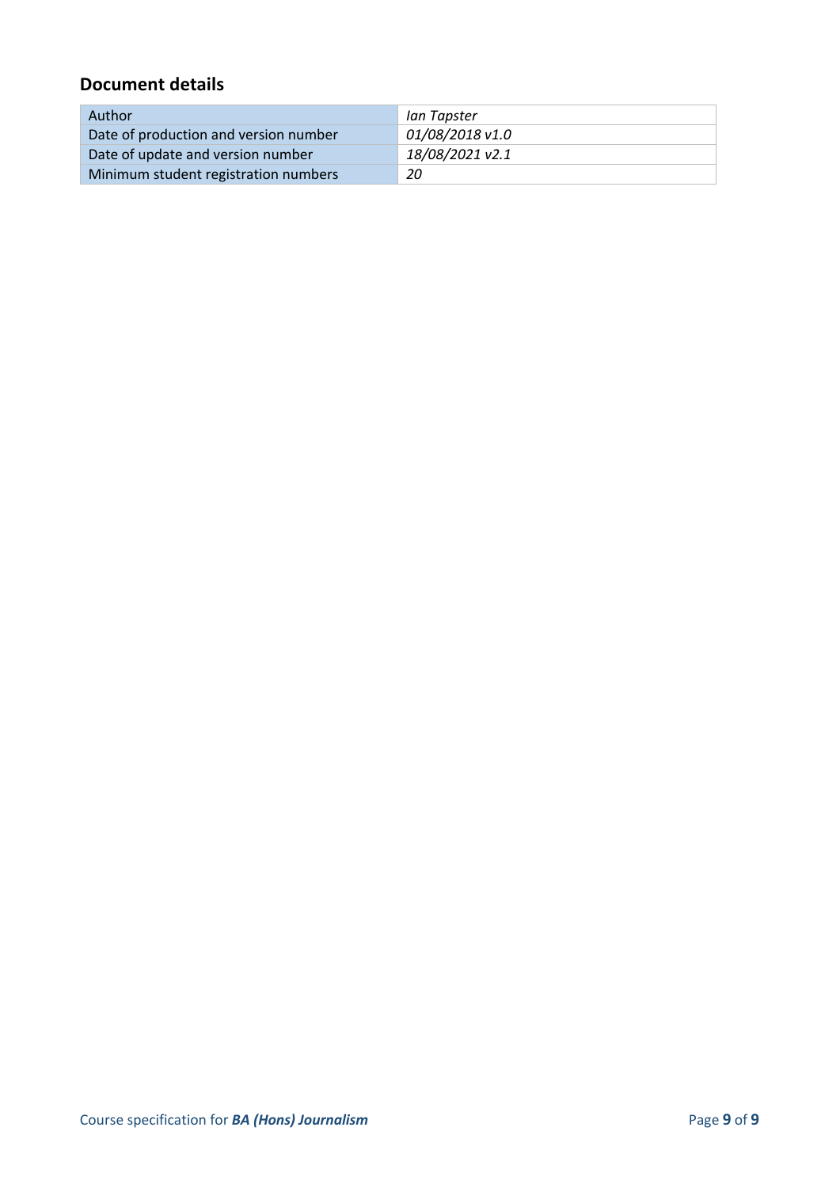## Document details

| | |
|---|---|
| Author | *Ian Tapster* |
| Date of production and version number | *01/08/2018 v1.0* |
| Date of update and version number | *18/08/2021 v2.1* |
| Minimum student registration numbers | *20* |